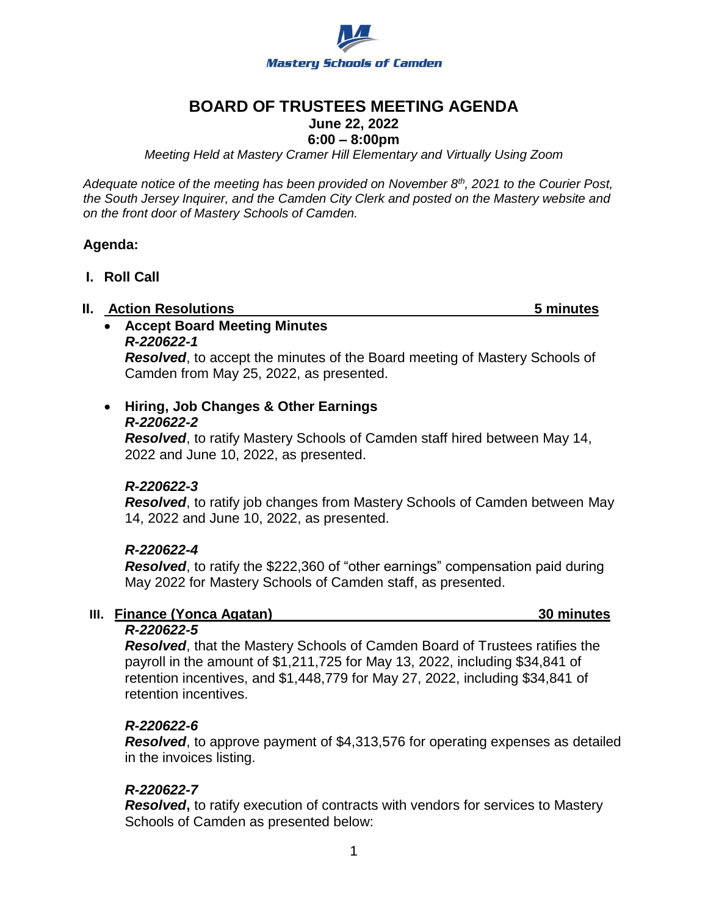Mastery Schools of Camden

# BOARD OF TRUSTEES MEETING AGENDA

**June 22, 2022**

**6:00 – 8:00pm**

*Meeting Held at Mastery Cramer Hill Elementary and Virtually Using Zoom*

*Adequate notice of the meeting has been provided on November 8th, 2021 to the Courier Post, the South Jersey Inquirer, and the Camden City Clerk and posted on the Mastery website and on the front door of Mastery Schools of Camden.*

**Agenda:**

## I. Roll Call

## II. Action Resolutions — 5 minutes

- **Accept Board Meeting Minutes**

  ***R-220622-1***

  ***Resolved***, to accept the minutes of the Board meeting of Mastery Schools of Camden from May 25, 2022, as presented.

- **Hiring, Job Changes & Other Earnings**

  ***R-220622-2***

  ***Resolved***, to ratify Mastery Schools of Camden staff hired between May 14, 2022 and June 10, 2022, as presented.

  ***R-220622-3***

  ***Resolved***, to ratify job changes from Mastery Schools of Camden between May 14, 2022 and June 10, 2022, as presented.

  ***R-220622-4***

  ***Resolved***, to ratify the $222,360 of "other earnings" compensation paid during May 2022 for Mastery Schools of Camden staff, as presented.

## III. Finance (Yonca Agatan) — 30 minutes

***R-220622-5***

***Resolved***, that the Mastery Schools of Camden Board of Trustees ratifies the payroll in the amount of $1,211,725 for May 13, 2022, including $34,841 of retention incentives, and $1,448,779 for May 27, 2022, including $34,841 of retention incentives.

***R-220622-6***

***Resolved***, to approve payment of $4,313,576 for operating expenses as detailed in the invoices listing.

***R-220622-7***

***Resolved*****,** to ratify execution of contracts with vendors for services to Mastery Schools of Camden as presented below: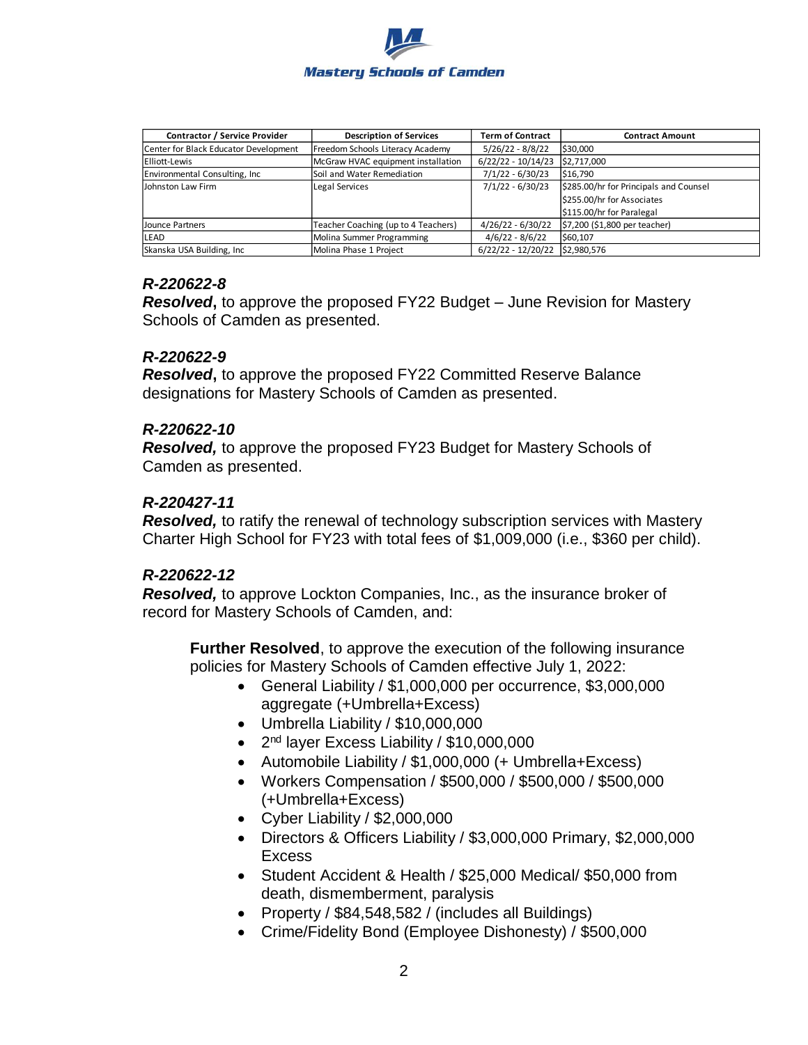| Contractor / Service Provider | Description of Services | Term of Contract | Contract Amount |
|---|---|---|---|
| Center for Black Educator Development | Freedom Schools Literacy Academy | 5/26/22 - 8/8/22 | $30,000 |
| Elliott-Lewis | McGraw HVAC equipment installation | 6/22/22 - 10/14/23 | $2,717,000 |
| Environmental Consulting, Inc | Soil and Water Remediation | 7/1/22 - 6/30/23 | $16,790 |
| Johnston Law Firm | Legal Services | 7/1/22 - 6/30/23 | $285.00/hr for Principals and Counsel<br>$255.00/hr for Associates<br>$115.00/hr for Paralegal |
| Jounce Partners | Teacher Coaching (up to 4 Teachers) | 4/26/22 - 6/30/22 | $7,200 ($1,800 per teacher) |
| LEAD | Molina Summer Programming | 4/6/22 - 8/6/22 | $60,107 |
| Skanska USA Building, Inc | Molina Phase 1 Project | 6/22/22 - 12/20/22 | $2,980,576 |

### *R-220622-8*

***Resolved*****,** to approve the proposed FY22 Budget – June Revision for Mastery Schools of Camden as presented.

### *R-220622-9*

***Resolved*****,** to approve the proposed FY22 Committed Reserve Balance designations for Mastery Schools of Camden as presented.

### *R-220622-10*

***Resolved,*** to approve the proposed FY23 Budget for Mastery Schools of Camden as presented.

### *R-220427-11*

***Resolved,*** to ratify the renewal of technology subscription services with Mastery Charter High School for FY23 with total fees of $1,009,000 (i.e., $360 per child).

### *R-220622-12*

***Resolved,*** to approve Lockton Companies, Inc., as the insurance broker of record for Mastery Schools of Camden, and:

**Further Resolved**, to approve the execution of the following insurance policies for Mastery Schools of Camden effective July 1, 2022:

- General Liability / $1,000,000 per occurrence, $3,000,000 aggregate (+Umbrella+Excess)
- Umbrella Liability / $10,000,000
- 2nd layer Excess Liability / $10,000,000
- Automobile Liability / $1,000,000 (+ Umbrella+Excess)
- Workers Compensation / $500,000 / $500,000 / $500,000 (+Umbrella+Excess)
- Cyber Liability / $2,000,000
- Directors & Officers Liability / $3,000,000 Primary, $2,000,000 Excess
- Student Accident & Health / $25,000 Medical/ $50,000 from death, dismemberment, paralysis
- Property / $84,548,582 / (includes all Buildings)
- Crime/Fidelity Bond (Employee Dishonesty) / $500,000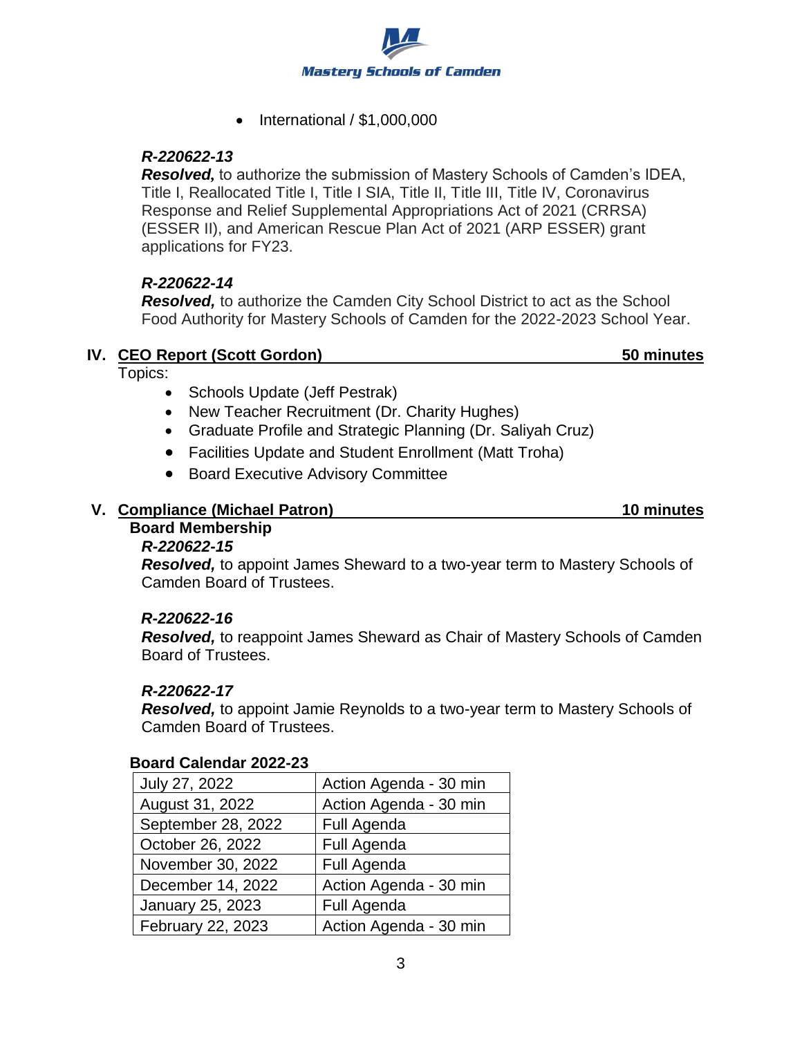- International / $1,000,000

***R-220622-13***
***Resolved,*** to authorize the submission of Mastery Schools of Camden's IDEA, Title I, Reallocated Title I, Title I SIA, Title II, Title III, Title IV, Coronavirus Response and Relief Supplemental Appropriations Act of 2021 (CRRSA) (ESSER II), and American Rescue Plan Act of 2021 (ARP ESSER) grant applications for FY23.

***R-220622-14***
***Resolved,*** to authorize the Camden City School District to act as the School Food Authority for Mastery Schools of Camden for the 2022-2023 School Year.

## IV. CEO Report (Scott Gordon) — 50 minutes

Topics:

- Schools Update (Jeff Pestrak)
- New Teacher Recruitment (Dr. Charity Hughes)
- Graduate Profile and Strategic Planning (Dr. Saliyah Cruz)
- Facilities Update and Student Enrollment (Matt Troha)
- Board Executive Advisory Committee

## V. Compliance (Michael Patron) — 10 minutes

**Board Membership**

***R-220622-15***
***Resolved,*** to appoint James Sheward to a two-year term to Mastery Schools of Camden Board of Trustees.

***R-220622-16***
***Resolved,*** to reappoint James Sheward as Chair of Mastery Schools of Camden Board of Trustees.

***R-220622-17***
***Resolved,*** to appoint Jamie Reynolds to a two-year term to Mastery Schools of Camden Board of Trustees.

**Board Calendar 2022-23**

| Date | Agenda |
|---|---|
| July 27, 2022 | Action Agenda - 30 min |
| August 31, 2022 | Action Agenda - 30 min |
| September 28, 2022 | Full Agenda |
| October 26, 2022 | Full Agenda |
| November 30, 2022 | Full Agenda |
| December 14, 2022 | Action Agenda - 30 min |
| January 25, 2023 | Full Agenda |
| February 22, 2023 | Action Agenda - 30 min |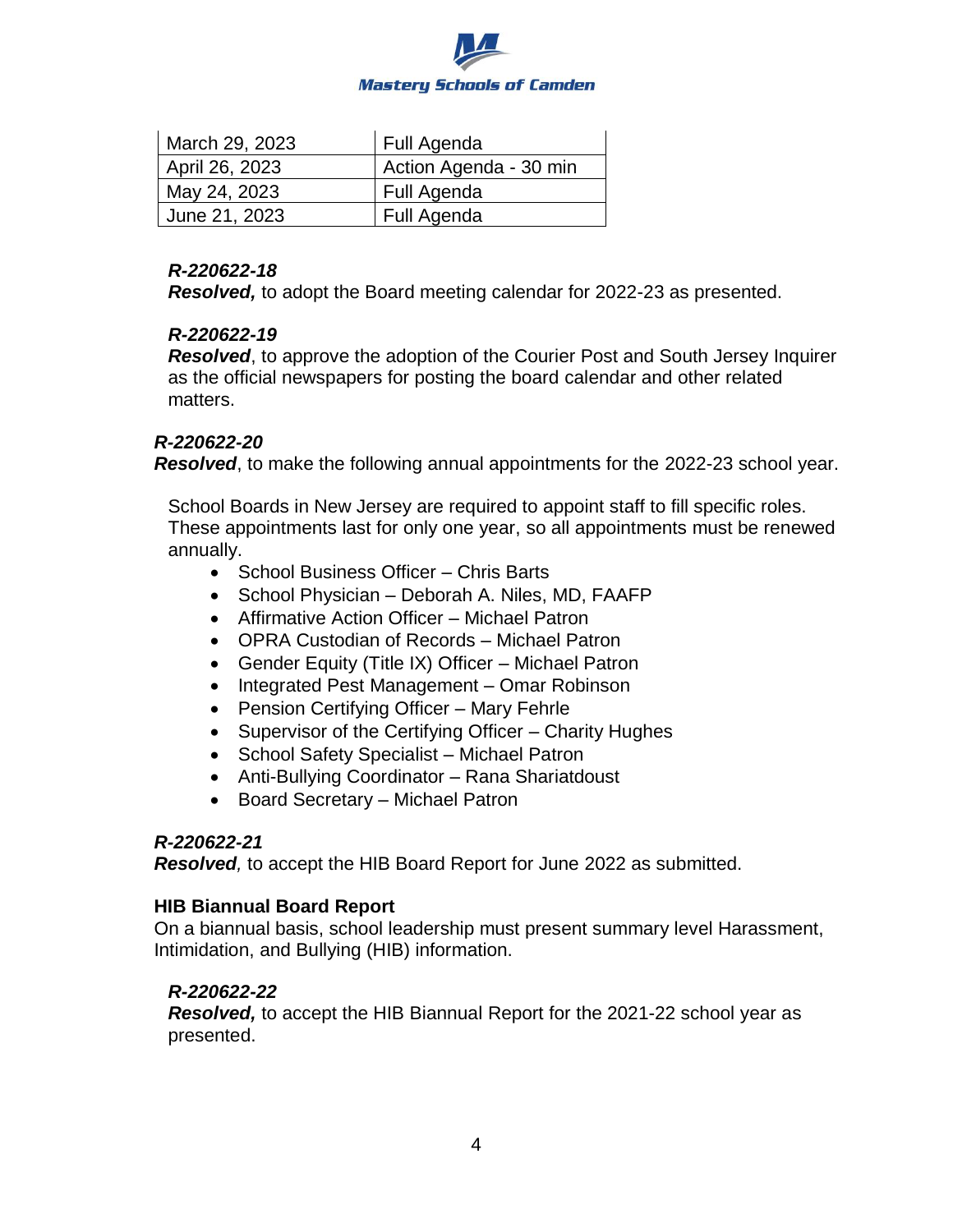| March 29, 2023 | Full Agenda |
|---|---|
| April 26, 2023 | Action Agenda - 30 min |
| May 24, 2023 | Full Agenda |
| June 21, 2023 | Full Agenda |

***R-220622-18***
***Resolved,*** to adopt the Board meeting calendar for 2022-23 as presented.

***R-220622-19***
***Resolved***, to approve the adoption of the Courier Post and South Jersey Inquirer as the official newspapers for posting the board calendar and other related matters.

***R-220622-20***
***Resolved***, to make the following annual appointments for the 2022-23 school year.

School Boards in New Jersey are required to appoint staff to fill specific roles. These appointments last for only one year, so all appointments must be renewed annually.

- School Business Officer – Chris Barts
- School Physician – Deborah A. Niles, MD, FAAFP
- Affirmative Action Officer – Michael Patron
- OPRA Custodian of Records – Michael Patron
- Gender Equity (Title IX) Officer – Michael Patron
- Integrated Pest Management – Omar Robinson
- Pension Certifying Officer – Mary Fehrle
- Supervisor of the Certifying Officer – Charity Hughes
- School Safety Specialist – Michael Patron
- Anti-Bullying Coordinator – Rana Shariatdoust
- Board Secretary – Michael Patron

***R-220622-21***
***Resolved****,* to accept the HIB Board Report for June 2022 as submitted.

**HIB Biannual Board Report**
On a biannual basis, school leadership must present summary level Harassment, Intimidation, and Bullying (HIB) information.

***R-220622-22***
***Resolved,*** to accept the HIB Biannual Report for the 2021-22 school year as presented.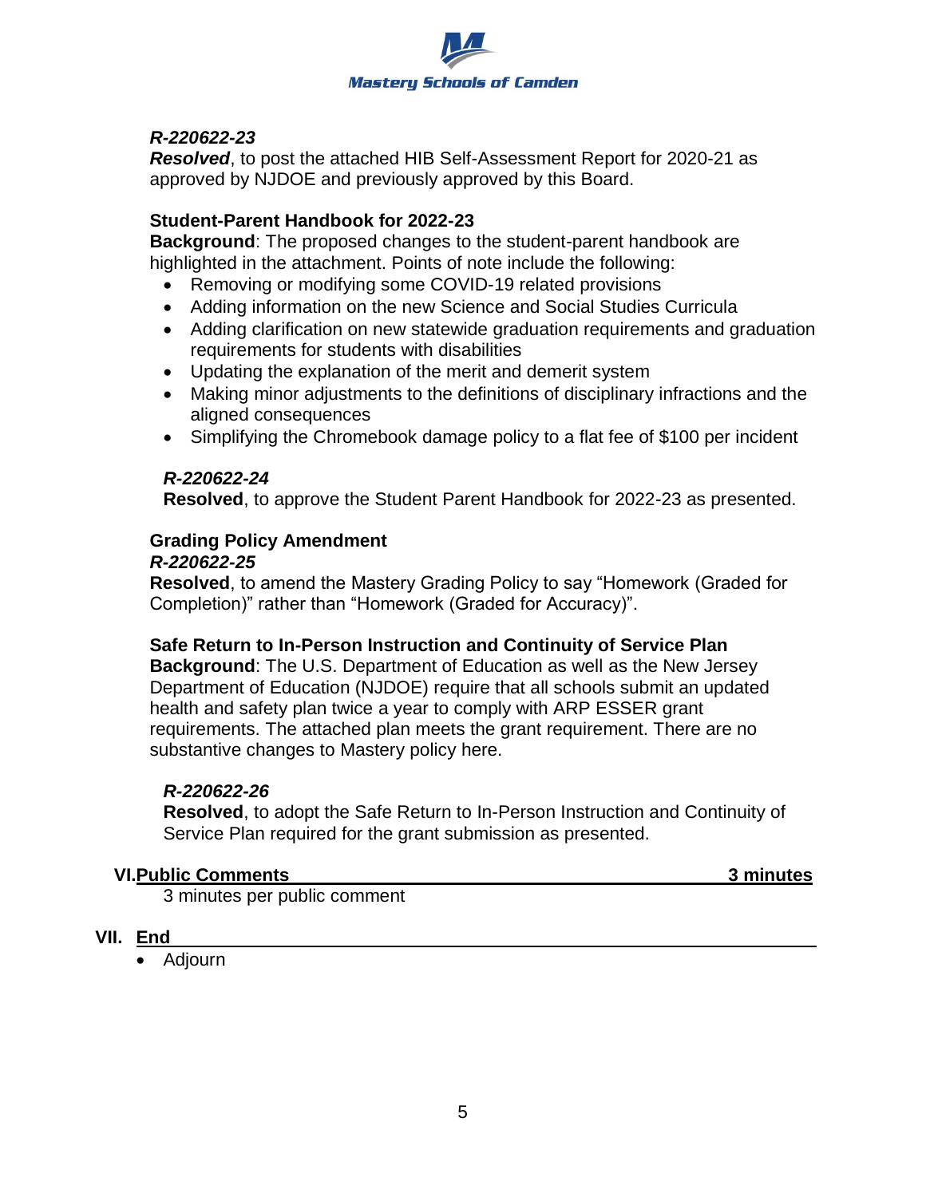***R-220622-23***
***Resolved***, to post the attached HIB Self-Assessment Report for 2020-21 as approved by NJDOE and previously approved by this Board.

**Student-Parent Handbook for 2022-23**
**Background**: The proposed changes to the student-parent handbook are highlighted in the attachment. Points of note include the following:

- Removing or modifying some COVID-19 related provisions
- Adding information on the new Science and Social Studies Curricula
- Adding clarification on new statewide graduation requirements and graduation requirements for students with disabilities
- Updating the explanation of the merit and demerit system
- Making minor adjustments to the definitions of disciplinary infractions and the aligned consequences
- Simplifying the Chromebook damage policy to a flat fee of $100 per incident

***R-220622-24***
**Resolved**, to approve the Student Parent Handbook for 2022-23 as presented.

**Grading Policy Amendment**
***R-220622-25***
**Resolved**, to amend the Mastery Grading Policy to say "Homework (Graded for Completion)" rather than "Homework (Graded for Accuracy)".

**Safe Return to In-Person Instruction and Continuity of Service Plan**
**Background**: The U.S. Department of Education as well as the New Jersey Department of Education (NJDOE) require that all schools submit an updated health and safety plan twice a year to comply with ARP ESSER grant requirements. The attached plan meets the grant requirement. There are no substantive changes to Mastery policy here.

***R-220622-26***
**Resolved**, to adopt the Safe Return to In-Person Instruction and Continuity of Service Plan required for the grant submission as presented.

## VI. Public Comments — 3 minutes

3 minutes per public comment

## VII. End

- Adjourn